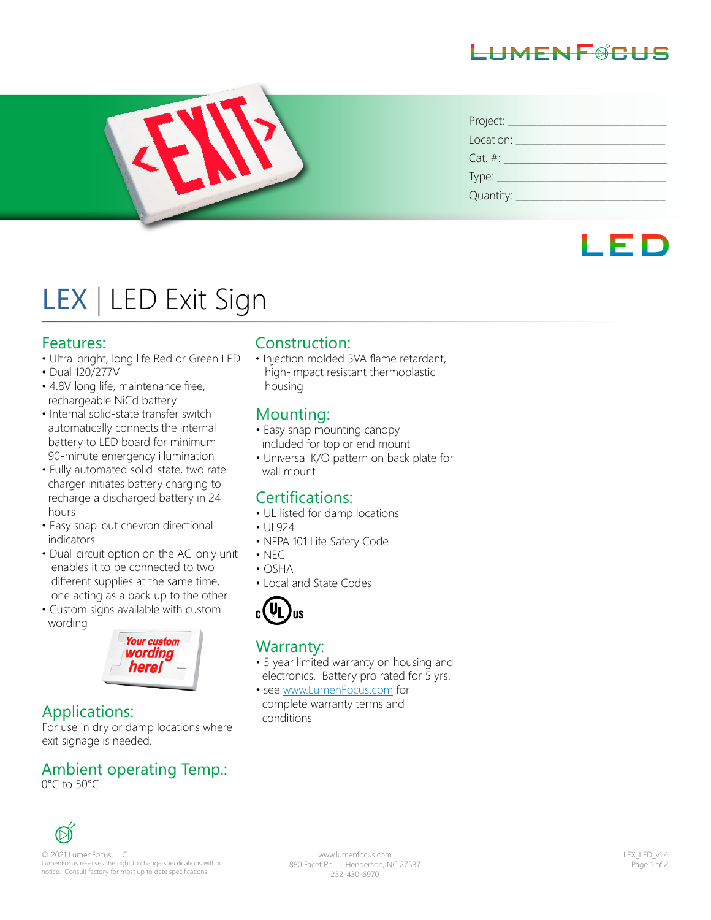LUMENFOCUS

Project: ______________________

Location: ______________________

Cat. #: ______________________

Type: ______________________

Quantity: ______________________

LED

# LEX | LED Exit Sign

## Features:

- Ultra-bright, long life Red or Green LED
- Dual 120/277V
- 4.8V long life, maintenance free, rechargeable NiCd battery
- Internal solid-state transfer switch automatically connects the internal battery to LED board for minimum 90-minute emergency illumination
- Fully automated solid-state, two rate charger initiates battery charging to recharge a discharged battery in 24 hours
- Easy snap-out chevron directional indicators
- Dual-circuit option on the AC-only unit enables it to be connected to two different supplies at the same time, one acting as a back-up to the other
- Custom signs available with custom wording

## Applications:

For use in dry or damp locations where exit signage is needed.

## Ambient operating Temp.:

0°C to 50°C

## Construction:

- Injection molded 5VA flame retardant, high-impact resistant thermoplastic housing

## Mounting:

- Easy snap mounting canopy included for top or end mount
- Universal K/O pattern on back plate for wall mount

## Certifications:

- UL listed for damp locations
- UL924
- NFPA 101 Life Safety Code
- NEC
- OSHA
- Local and State Codes

c UL us

## Warranty:

- 5 year limited warranty on housing and electronics. Battery pro rated for 5 yrs.
- see www.LumenFocus.com for complete warranty terms and conditions

© 2021 LumenFocus, LLC.
LumenFocus reserves the right to change specifications without notice. Consult factory for most up to date specifications.

www.lumenfocus.com
880 Facet Rd. | Henderson, NC 27537
252-430-6970

LEX_LED_v1.4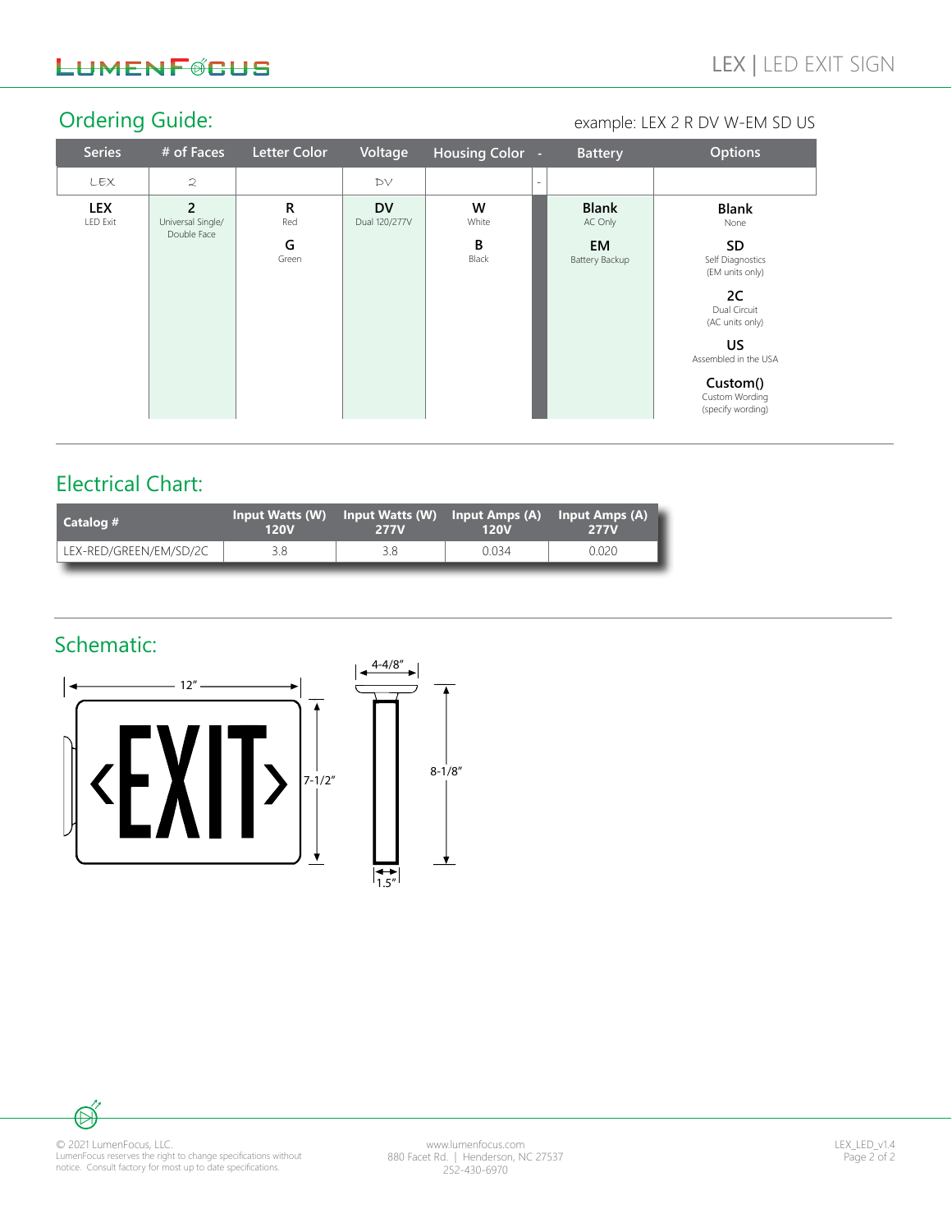## Ordering Guide:

example: LEX 2 R DV W-EM SD US

| Series | # of Faces | Letter Color | Voltage | Housing Color | - | Battery | Options |
|---|---|---|---|---|---|---|---|
| LEX | 2 | | DV | | - | | |
| **LEX** LED Exit | **2** Universal Single/ Double Face | **R** Red<br>**G** Green | **DV** Dual 120/277V | **W** White<br>**B** Black | | **Blank** AC Only<br>**EM** Battery Backup | **Blank** None<br>**SD** Self Diagnostics (EM units only)<br>**2C** Dual Circuit (AC units only)<br>**US** Assembled in the USA<br>**Custom()** Custom Wording (specify wording) |

## Electrical Chart:

| Catalog # | Input Watts (W) 120V | Input Watts (W) 277V | Input Amps (A) 120V | Input Amps (A) 277V |
|---|---|---|---|---|
| LEX-RED/GREEN/EM/SD/2C | 3.8 | 3.8 | 0.034 | 0.020 |

## Schematic:

12"

7-1/2"

4-4/8"

8-1/8"

1.5"

© 2021 LumenFocus, LLC.
LumenFocus reserves the right to change specifications without notice. Consult factory for most up to date specifications.

www.lumenfocus.com
880 Facet Rd. | Henderson, NC 27537
252-430-6970

LEX_LED_v1.4